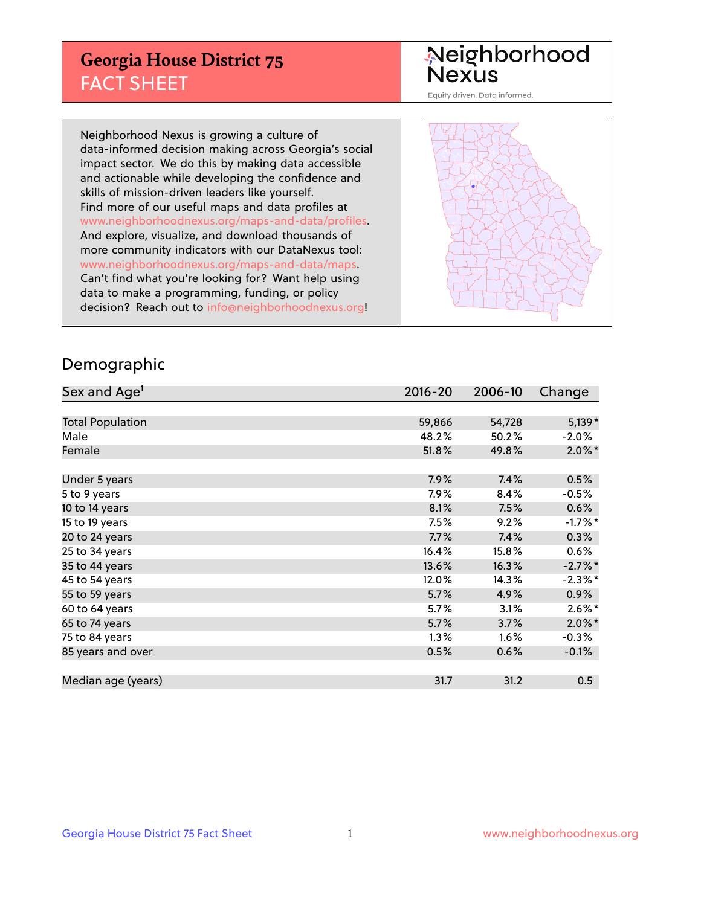# Georgia House District 75
## FACT SHEET

Neighborhood Nexus

Equity driven. Data informed.

Neighborhood Nexus is growing a culture of data-informed decision making across Georgia's social impact sector. We do this by making data accessible and actionable while developing the confidence and skills of mission-driven leaders like yourself. Find more of our useful maps and data profiles at www.neighborhoodnexus.org/maps-and-data/profiles. And explore, visualize, and download thousands of more community indicators with our DataNexus tool: www.neighborhoodnexus.org/maps-and-data/maps. Can't find what you're looking for? Want help using data to make a programming, funding, or policy decision? Reach out to info@neighborhoodnexus.org!

## Demographic

| Sex and Age[1] | 2016-20 | 2006-10 | Change |
|---|---|---|---|
| Total Population | 59,866 | 54,728 | 5,139* |
| Male | 48.2% | 50.2% | -2.0% |
| Female | 51.8% | 49.8% | 2.0%* |
| Under 5 years | 7.9% | 7.4% | 0.5% |
| 5 to 9 years | 7.9% | 8.4% | -0.5% |
| 10 to 14 years | 8.1% | 7.5% | 0.6% |
| 15 to 19 years | 7.5% | 9.2% | -1.7%* |
| 20 to 24 years | 7.7% | 7.4% | 0.3% |
| 25 to 34 years | 16.4% | 15.8% | 0.6% |
| 35 to 44 years | 13.6% | 16.3% | -2.7%* |
| 45 to 54 years | 12.0% | 14.3% | -2.3%* |
| 55 to 59 years | 5.7% | 4.9% | 0.9% |
| 60 to 64 years | 5.7% | 3.1% | 2.6%* |
| 65 to 74 years | 5.7% | 3.7% | 2.0%* |
| 75 to 84 years | 1.3% | 1.6% | -0.3% |
| 85 years and over | 0.5% | 0.6% | -0.1% |
| Median age (years) | 31.7 | 31.2 | 0.5 |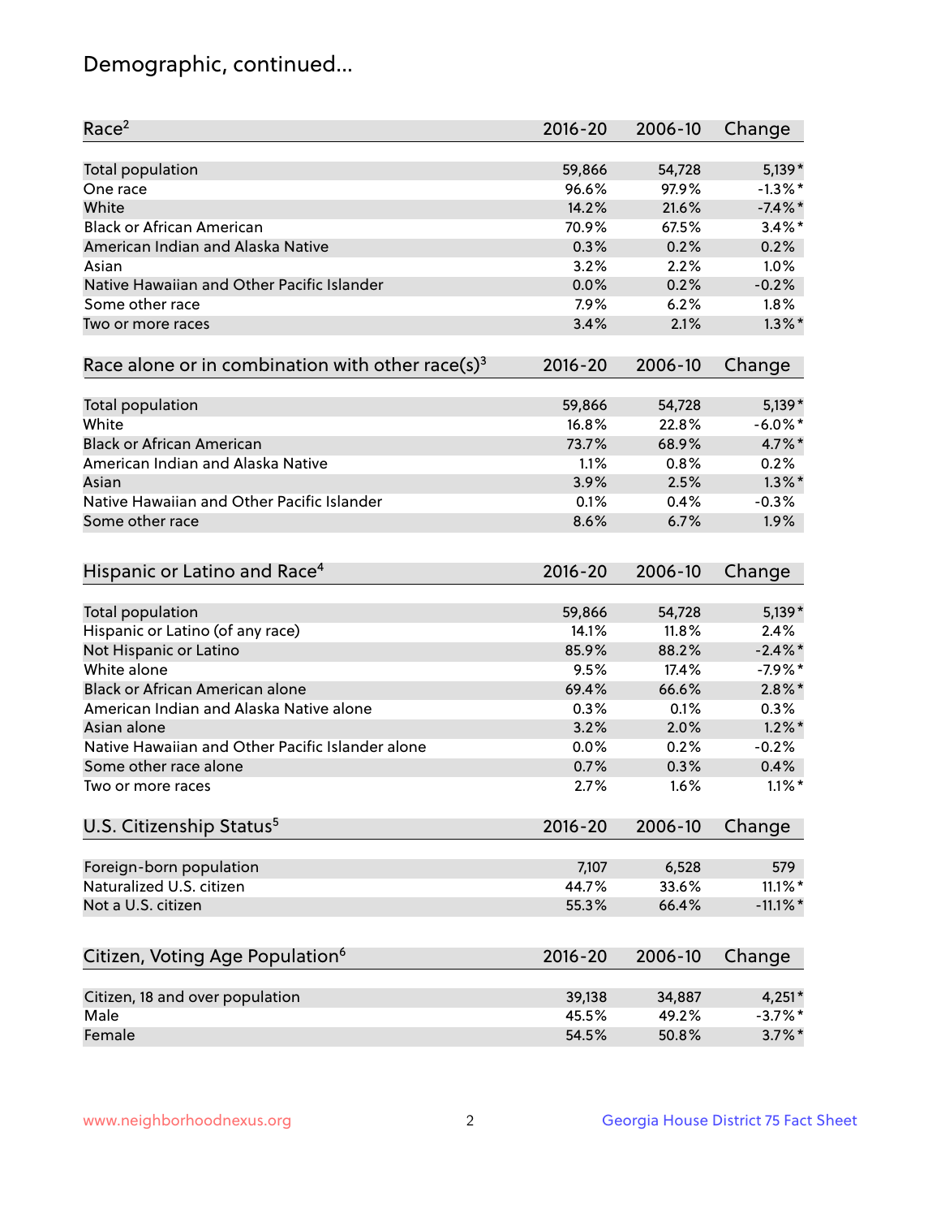# Demographic, continued...

| Race[2] | 2016-20 | 2006-10 | Change |
|---|---|---|---|
| Total population | 59,866 | 54,728 | 5,139* |
| One race | 96.6% | 97.9% | -1.3%* |
| White | 14.2% | 21.6% | -7.4%* |
| Black or African American | 70.9% | 67.5% | 3.4%* |
| American Indian and Alaska Native | 0.3% | 0.2% | 0.2% |
| Asian | 3.2% | 2.2% | 1.0% |
| Native Hawaiian and Other Pacific Islander | 0.0% | 0.2% | -0.2% |
| Some other race | 7.9% | 6.2% | 1.8% |
| Two or more races | 3.4% | 2.1% | 1.3%* |

| Race alone or in combination with other race(s)[3] | 2016-20 | 2006-10 | Change |
|---|---|---|---|
| Total population | 59,866 | 54,728 | 5,139* |
| White | 16.8% | 22.8% | -6.0%* |
| Black or African American | 73.7% | 68.9% | 4.7%* |
| American Indian and Alaska Native | 1.1% | 0.8% | 0.2% |
| Asian | 3.9% | 2.5% | 1.3%* |
| Native Hawaiian and Other Pacific Islander | 0.1% | 0.4% | -0.3% |
| Some other race | 8.6% | 6.7% | 1.9% |

| Hispanic or Latino and Race[4] | 2016-20 | 2006-10 | Change |
|---|---|---|---|
| Total population | 59,866 | 54,728 | 5,139* |
| Hispanic or Latino (of any race) | 14.1% | 11.8% | 2.4% |
| Not Hispanic or Latino | 85.9% | 88.2% | -2.4%* |
| White alone | 9.5% | 17.4% | -7.9%* |
| Black or African American alone | 69.4% | 66.6% | 2.8%* |
| American Indian and Alaska Native alone | 0.3% | 0.1% | 0.3% |
| Asian alone | 3.2% | 2.0% | 1.2%* |
| Native Hawaiian and Other Pacific Islander alone | 0.0% | 0.2% | -0.2% |
| Some other race alone | 0.7% | 0.3% | 0.4% |
| Two or more races | 2.7% | 1.6% | 1.1%* |

| U.S. Citizenship Status[5] | 2016-20 | 2006-10 | Change |
|---|---|---|---|
| Foreign-born population | 7,107 | 6,528 | 579 |
| Naturalized U.S. citizen | 44.7% | 33.6% | 11.1%* |
| Not a U.S. citizen | 55.3% | 66.4% | -11.1%* |

| Citizen, Voting Age Population[6] | 2016-20 | 2006-10 | Change |
|---|---|---|---|
| Citizen, 18 and over population | 39,138 | 34,887 | 4,251* |
| Male | 45.5% | 49.2% | -3.7%* |
| Female | 54.5% | 50.8% | 3.7%* |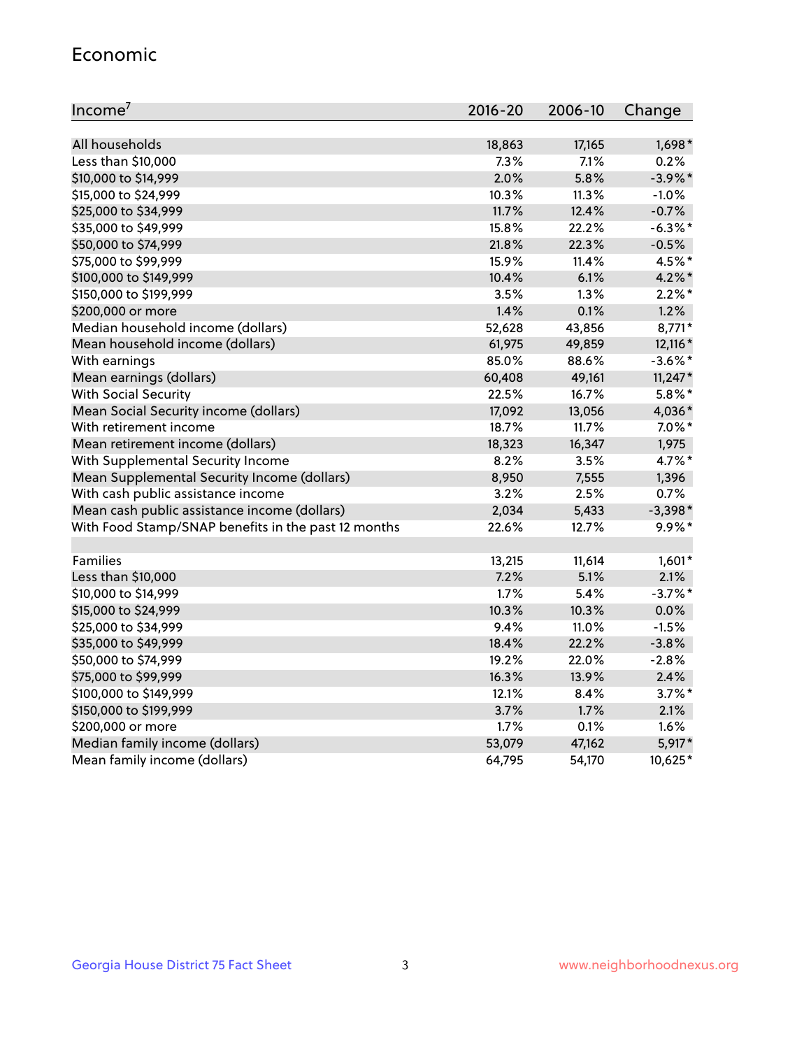## Economic

| Income[7] | 2016-20 | 2006-10 | Change |
|---|---|---|---|
| All households | 18,863 | 17,165 | 1,698* |
| Less than $10,000 | 7.3% | 7.1% | 0.2% |
| $10,000 to $14,999 | 2.0% | 5.8% | -3.9%* |
| $15,000 to $24,999 | 10.3% | 11.3% | -1.0% |
| $25,000 to $34,999 | 11.7% | 12.4% | -0.7% |
| $35,000 to $49,999 | 15.8% | 22.2% | -6.3%* |
| $50,000 to $74,999 | 21.8% | 22.3% | -0.5% |
| $75,000 to $99,999 | 15.9% | 11.4% | 4.5%* |
| $100,000 to $149,999 | 10.4% | 6.1% | 4.2%* |
| $150,000 to $199,999 | 3.5% | 1.3% | 2.2%* |
| $200,000 or more | 1.4% | 0.1% | 1.2% |
| Median household income (dollars) | 52,628 | 43,856 | 8,771* |
| Mean household income (dollars) | 61,975 | 49,859 | 12,116* |
| With earnings | 85.0% | 88.6% | -3.6%* |
| Mean earnings (dollars) | 60,408 | 49,161 | 11,247* |
| With Social Security | 22.5% | 16.7% | 5.8%* |
| Mean Social Security income (dollars) | 17,092 | 13,056 | 4,036* |
| With retirement income | 18.7% | 11.7% | 7.0%* |
| Mean retirement income (dollars) | 18,323 | 16,347 | 1,975 |
| With Supplemental Security Income | 8.2% | 3.5% | 4.7%* |
| Mean Supplemental Security Income (dollars) | 8,950 | 7,555 | 1,396 |
| With cash public assistance income | 3.2% | 2.5% | 0.7% |
| Mean cash public assistance income (dollars) | 2,034 | 5,433 | -3,398* |
| With Food Stamp/SNAP benefits in the past 12 months | 22.6% | 12.7% | 9.9%* |
| | | | |
| Families | 13,215 | 11,614 | 1,601* |
| Less than $10,000 | 7.2% | 5.1% | 2.1% |
| $10,000 to $14,999 | 1.7% | 5.4% | -3.7%* |
| $15,000 to $24,999 | 10.3% | 10.3% | 0.0% |
| $25,000 to $34,999 | 9.4% | 11.0% | -1.5% |
| $35,000 to $49,999 | 18.4% | 22.2% | -3.8% |
| $50,000 to $74,999 | 19.2% | 22.0% | -2.8% |
| $75,000 to $99,999 | 16.3% | 13.9% | 2.4% |
| $100,000 to $149,999 | 12.1% | 8.4% | 3.7%* |
| $150,000 to $199,999 | 3.7% | 1.7% | 2.1% |
| $200,000 or more | 1.7% | 0.1% | 1.6% |
| Median family income (dollars) | 53,079 | 47,162 | 5,917* |
| Mean family income (dollars) | 64,795 | 54,170 | 10,625* |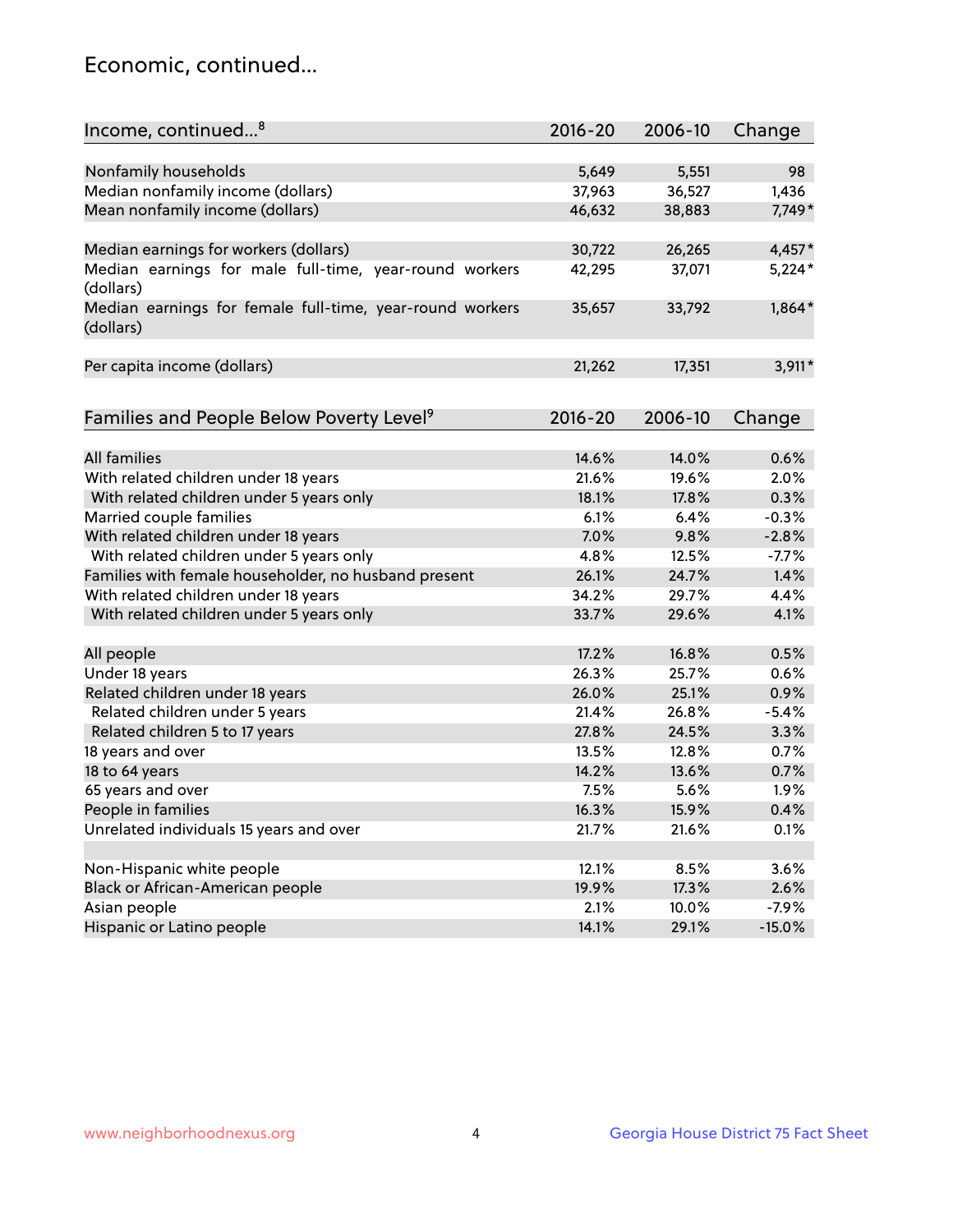# Economic, continued...

| Income, continued...[8] | 2016-20 | 2006-10 | Change |
|---|---|---|---|
| Nonfamily households | 5,649 | 5,551 | 98 |
| Median nonfamily income (dollars) | 37,963 | 36,527 | 1,436 |
| Mean nonfamily income (dollars) | 46,632 | 38,883 | 7,749* |
| Median earnings for workers (dollars) | 30,722 | 26,265 | 4,457* |
| Median earnings for male full-time, year-round workers (dollars) | 42,295 | 37,071 | 5,224* |
| Median earnings for female full-time, year-round workers (dollars) | 35,657 | 33,792 | 1,864* |
| Per capita income (dollars) | 21,262 | 17,351 | 3,911* |

| Families and People Below Poverty Level[9] | 2016-20 | 2006-10 | Change |
|---|---|---|---|
| All families | 14.6% | 14.0% | 0.6% |
| With related children under 18 years | 21.6% | 19.6% | 2.0% |
| With related children under 5 years only | 18.1% | 17.8% | 0.3% |
| Married couple families | 6.1% | 6.4% | -0.3% |
| With related children under 18 years | 7.0% | 9.8% | -2.8% |
| With related children under 5 years only | 4.8% | 12.5% | -7.7% |
| Families with female householder, no husband present | 26.1% | 24.7% | 1.4% |
| With related children under 18 years | 34.2% | 29.7% | 4.4% |
| With related children under 5 years only | 33.7% | 29.6% | 4.1% |
| All people | 17.2% | 16.8% | 0.5% |
| Under 18 years | 26.3% | 25.7% | 0.6% |
| Related children under 18 years | 26.0% | 25.1% | 0.9% |
| Related children under 5 years | 21.4% | 26.8% | -5.4% |
| Related children 5 to 17 years | 27.8% | 24.5% | 3.3% |
| 18 years and over | 13.5% | 12.8% | 0.7% |
| 18 to 64 years | 14.2% | 13.6% | 0.7% |
| 65 years and over | 7.5% | 5.6% | 1.9% |
| People in families | 16.3% | 15.9% | 0.4% |
| Unrelated individuals 15 years and over | 21.7% | 21.6% | 0.1% |
| Non-Hispanic white people | 12.1% | 8.5% | 3.6% |
| Black or African-American people | 19.9% | 17.3% | 2.6% |
| Asian people | 2.1% | 10.0% | -7.9% |
| Hispanic or Latino people | 14.1% | 29.1% | -15.0% |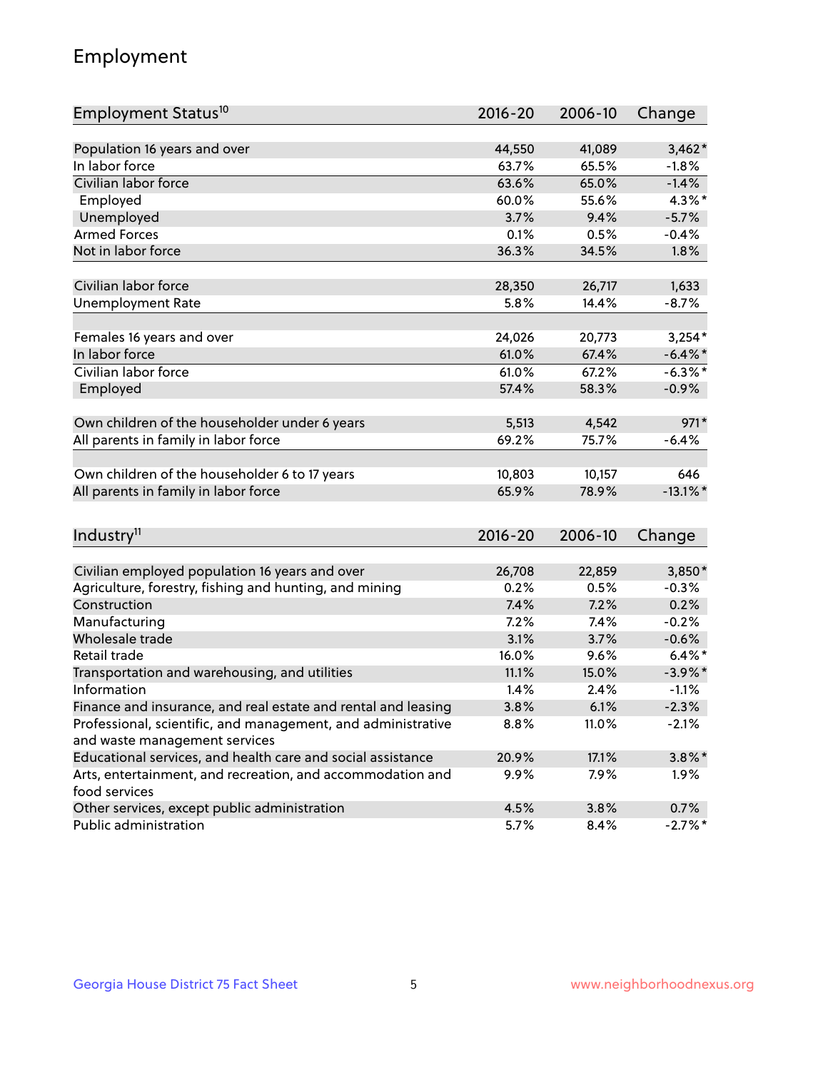## Employment

| Employment Status[10] | 2016-20 | 2006-10 | Change |
|---|---|---|---|
| Population 16 years and over | 44,550 | 41,089 | 3,462* |
| In labor force | 63.7% | 65.5% | -1.8% |
| Civilian labor force | 63.6% | 65.0% | -1.4% |
| Employed | 60.0% | 55.6% | 4.3%* |
| Unemployed | 3.7% | 9.4% | -5.7% |
| Armed Forces | 0.1% | 0.5% | -0.4% |
| Not in labor force | 36.3% | 34.5% | 1.8% |
| | | | |
| Civilian labor force | 28,350 | 26,717 | 1,633 |
| Unemployment Rate | 5.8% | 14.4% | -8.7% |
| | | | |
| Females 16 years and over | 24,026 | 20,773 | 3,254* |
| In labor force | 61.0% | 67.4% | -6.4%* |
| Civilian labor force | 61.0% | 67.2% | -6.3%* |
| Employed | 57.4% | 58.3% | -0.9% |
| | | | |
| Own children of the householder under 6 years | 5,513 | 4,542 | 971* |
| All parents in family in labor force | 69.2% | 75.7% | -6.4% |
| | | | |
| Own children of the householder 6 to 17 years | 10,803 | 10,157 | 646 |
| All parents in family in labor force | 65.9% | 78.9% | -13.1%* |

| Industry[11] | 2016-20 | 2006-10 | Change |
|---|---|---|---|
| Civilian employed population 16 years and over | 26,708 | 22,859 | 3,850* |
| Agriculture, forestry, fishing and hunting, and mining | 0.2% | 0.5% | -0.3% |
| Construction | 7.4% | 7.2% | 0.2% |
| Manufacturing | 7.2% | 7.4% | -0.2% |
| Wholesale trade | 3.1% | 3.7% | -0.6% |
| Retail trade | 16.0% | 9.6% | 6.4%* |
| Transportation and warehousing, and utilities | 11.1% | 15.0% | -3.9%* |
| Information | 1.4% | 2.4% | -1.1% |
| Finance and insurance, and real estate and rental and leasing | 3.8% | 6.1% | -2.3% |
| Professional, scientific, and management, and administrative and waste management services | 8.8% | 11.0% | -2.1% |
| Educational services, and health care and social assistance | 20.9% | 17.1% | 3.8%* |
| Arts, entertainment, and recreation, and accommodation and food services | 9.9% | 7.9% | 1.9% |
| Other services, except public administration | 4.5% | 3.8% | 0.7% |
| Public administration | 5.7% | 8.4% | -2.7%* |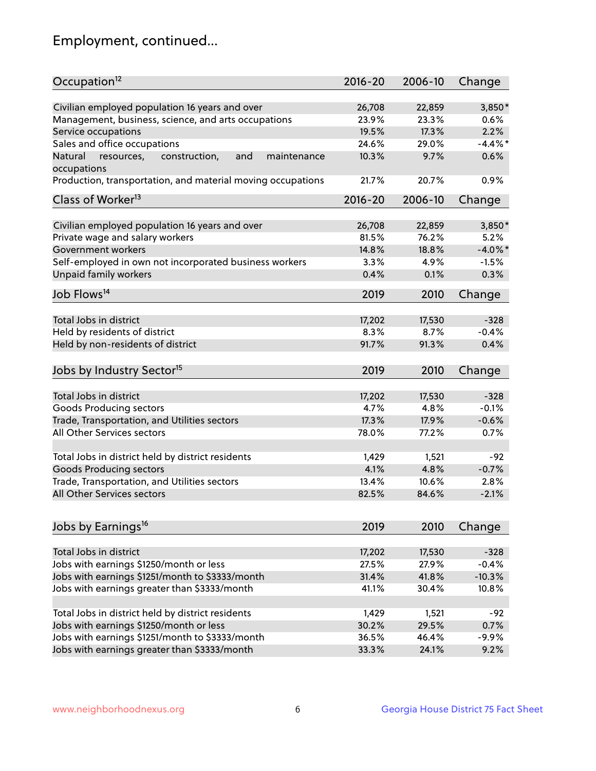## Employment, continued...

| Occupation[12] | 2016-20 | 2006-10 | Change |
|---|---|---|---|
| Civilian employed population 16 years and over | 26,708 | 22,859 | 3,850* |
| Management, business, science, and arts occupations | 23.9% | 23.3% | 0.6% |
| Service occupations | 19.5% | 17.3% | 2.2% |
| Sales and office occupations | 24.6% | 29.0% | -4.4%* |
| Natural resources, construction, and maintenance occupations | 10.3% | 9.7% | 0.6% |
| Production, transportation, and material moving occupations | 21.7% | 20.7% | 0.9% |

| Class of Worker[13] | 2016-20 | 2006-10 | Change |
|---|---|---|---|
| Civilian employed population 16 years and over | 26,708 | 22,859 | 3,850* |
| Private wage and salary workers | 81.5% | 76.2% | 5.2% |
| Government workers | 14.8% | 18.8% | -4.0%* |
| Self-employed in own not incorporated business workers | 3.3% | 4.9% | -1.5% |
| Unpaid family workers | 0.4% | 0.1% | 0.3% |

| Job Flows[14] | 2019 | 2010 | Change |
|---|---|---|---|
| Total Jobs in district | 17,202 | 17,530 | -328 |
| Held by residents of district | 8.3% | 8.7% | -0.4% |
| Held by non-residents of district | 91.7% | 91.3% | 0.4% |

| Jobs by Industry Sector[15] | 2019 | 2010 | Change |
|---|---|---|---|
| Total Jobs in district | 17,202 | 17,530 | -328 |
| Goods Producing sectors | 4.7% | 4.8% | -0.1% |
| Trade, Transportation, and Utilities sectors | 17.3% | 17.9% | -0.6% |
| All Other Services sectors | 78.0% | 77.2% | 0.7% |
| | | | |
| Total Jobs in district held by district residents | 1,429 | 1,521 | -92 |
| Goods Producing sectors | 4.1% | 4.8% | -0.7% |
| Trade, Transportation, and Utilities sectors | 13.4% | 10.6% | 2.8% |
| All Other Services sectors | 82.5% | 84.6% | -2.1% |

| Jobs by Earnings[16] | 2019 | 2010 | Change |
|---|---|---|---|
| Total Jobs in district | 17,202 | 17,530 | -328 |
| Jobs with earnings $1250/month or less | 27.5% | 27.9% | -0.4% |
| Jobs with earnings $1251/month to $3333/month | 31.4% | 41.8% | -10.3% |
| Jobs with earnings greater than $3333/month | 41.1% | 30.4% | 10.8% |
| | | | |
| Total Jobs in district held by district residents | 1,429 | 1,521 | -92 |
| Jobs with earnings $1250/month or less | 30.2% | 29.5% | 0.7% |
| Jobs with earnings $1251/month to $3333/month | 36.5% | 46.4% | -9.9% |
| Jobs with earnings greater than $3333/month | 33.3% | 24.1% | 9.2% |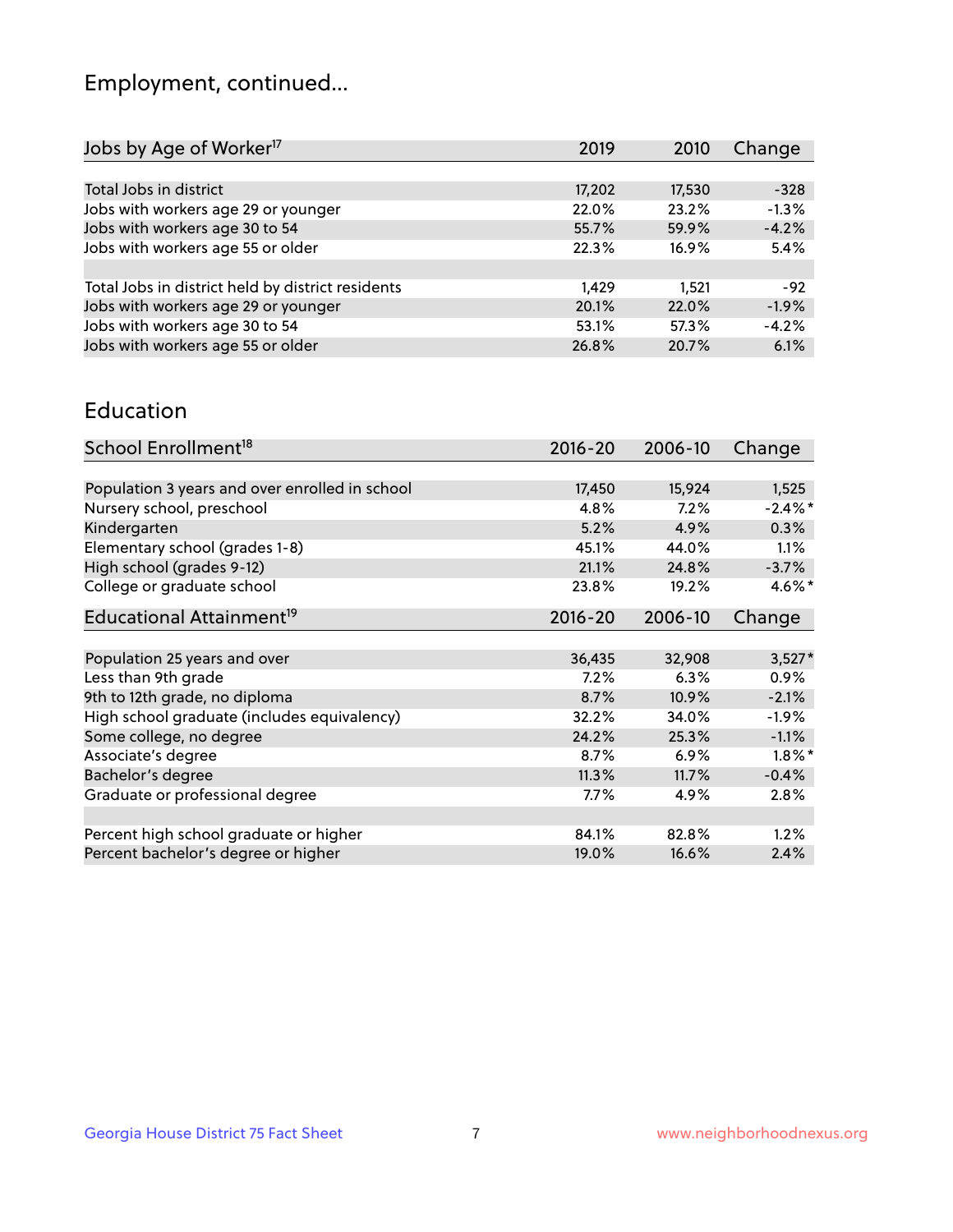## Employment, continued...

| Jobs by Age of Worker[17] | 2019 | 2010 | Change |
|---|---|---|---|
| | | | |
| Total Jobs in district | 17,202 | 17,530 | -328 |
| Jobs with workers age 29 or younger | 22.0% | 23.2% | -1.3% |
| Jobs with workers age 30 to 54 | 55.7% | 59.9% | -4.2% |
| Jobs with workers age 55 or older | 22.3% | 16.9% | 5.4% |
| | | | |
| Total Jobs in district held by district residents | 1,429 | 1,521 | -92 |
| Jobs with workers age 29 or younger | 20.1% | 22.0% | -1.9% |
| Jobs with workers age 30 to 54 | 53.1% | 57.3% | -4.2% |
| Jobs with workers age 55 or older | 26.8% | 20.7% | 6.1% |

## Education

| School Enrollment[18] | 2016-20 | 2006-10 | Change |
|---|---|---|---|
| | | | |
| Population 3 years and over enrolled in school | 17,450 | 15,924 | 1,525 |
| Nursery school, preschool | 4.8% | 7.2% | -2.4%* |
| Kindergarten | 5.2% | 4.9% | 0.3% |
| Elementary school (grades 1-8) | 45.1% | 44.0% | 1.1% |
| High school (grades 9-12) | 21.1% | 24.8% | -3.7% |
| College or graduate school | 23.8% | 19.2% | 4.6%* |

| Educational Attainment[19] | 2016-20 | 2006-10 | Change |
|---|---|---|---|
| | | | |
| Population 25 years and over | 36,435 | 32,908 | 3,527* |
| Less than 9th grade | 7.2% | 6.3% | 0.9% |
| 9th to 12th grade, no diploma | 8.7% | 10.9% | -2.1% |
| High school graduate (includes equivalency) | 32.2% | 34.0% | -1.9% |
| Some college, no degree | 24.2% | 25.3% | -1.1% |
| Associate's degree | 8.7% | 6.9% | 1.8%* |
| Bachelor's degree | 11.3% | 11.7% | -0.4% |
| Graduate or professional degree | 7.7% | 4.9% | 2.8% |
| | | | |
| Percent high school graduate or higher | 84.1% | 82.8% | 1.2% |
| Percent bachelor's degree or higher | 19.0% | 16.6% | 2.4% |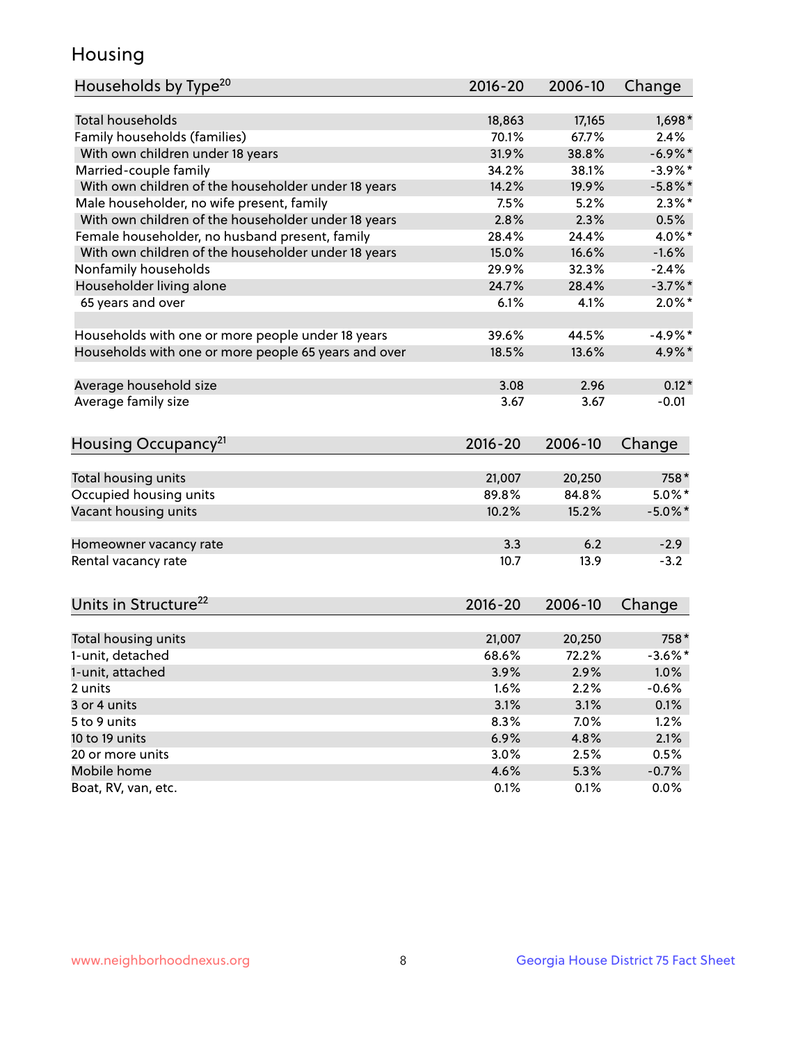## Housing

| Households by Type[20] | 2016-20 | 2006-10 | Change |
|---|---|---|---|
| Total households | 18,863 | 17,165 | 1,698* |
| Family households (families) | 70.1% | 67.7% | 2.4% |
| With own children under 18 years | 31.9% | 38.8% | -6.9%* |
| Married-couple family | 34.2% | 38.1% | -3.9%* |
| With own children of the householder under 18 years | 14.2% | 19.9% | -5.8%* |
| Male householder, no wife present, family | 7.5% | 5.2% | 2.3%* |
| With own children of the householder under 18 years | 2.8% | 2.3% | 0.5% |
| Female householder, no husband present, family | 28.4% | 24.4% | 4.0%* |
| With own children of the householder under 18 years | 15.0% | 16.6% | -1.6% |
| Nonfamily households | 29.9% | 32.3% | -2.4% |
| Householder living alone | 24.7% | 28.4% | -3.7%* |
| 65 years and over | 6.1% | 4.1% | 2.0%* |
| | | | |
| Households with one or more people under 18 years | 39.6% | 44.5% | -4.9%* |
| Households with one or more people 65 years and over | 18.5% | 13.6% | 4.9%* |
| | | | |
| Average household size | 3.08 | 2.96 | 0.12* |
| Average family size | 3.67 | 3.67 | -0.01 |

| Housing Occupancy[21] | 2016-20 | 2006-10 | Change |
|---|---|---|---|
| Total housing units | 21,007 | 20,250 | 758* |
| Occupied housing units | 89.8% | 84.8% | 5.0%* |
| Vacant housing units | 10.2% | 15.2% | -5.0%* |
| | | | |
| Homeowner vacancy rate | 3.3 | 6.2 | -2.9 |
| Rental vacancy rate | 10.7 | 13.9 | -3.2 |

| Units in Structure[22] | 2016-20 | 2006-10 | Change |
|---|---|---|---|
| Total housing units | 21,007 | 20,250 | 758* |
| 1-unit, detached | 68.6% | 72.2% | -3.6%* |
| 1-unit, attached | 3.9% | 2.9% | 1.0% |
| 2 units | 1.6% | 2.2% | -0.6% |
| 3 or 4 units | 3.1% | 3.1% | 0.1% |
| 5 to 9 units | 8.3% | 7.0% | 1.2% |
| 10 to 19 units | 6.9% | 4.8% | 2.1% |
| 20 or more units | 3.0% | 2.5% | 0.5% |
| Mobile home | 4.6% | 5.3% | -0.7% |
| Boat, RV, van, etc. | 0.1% | 0.1% | 0.0% |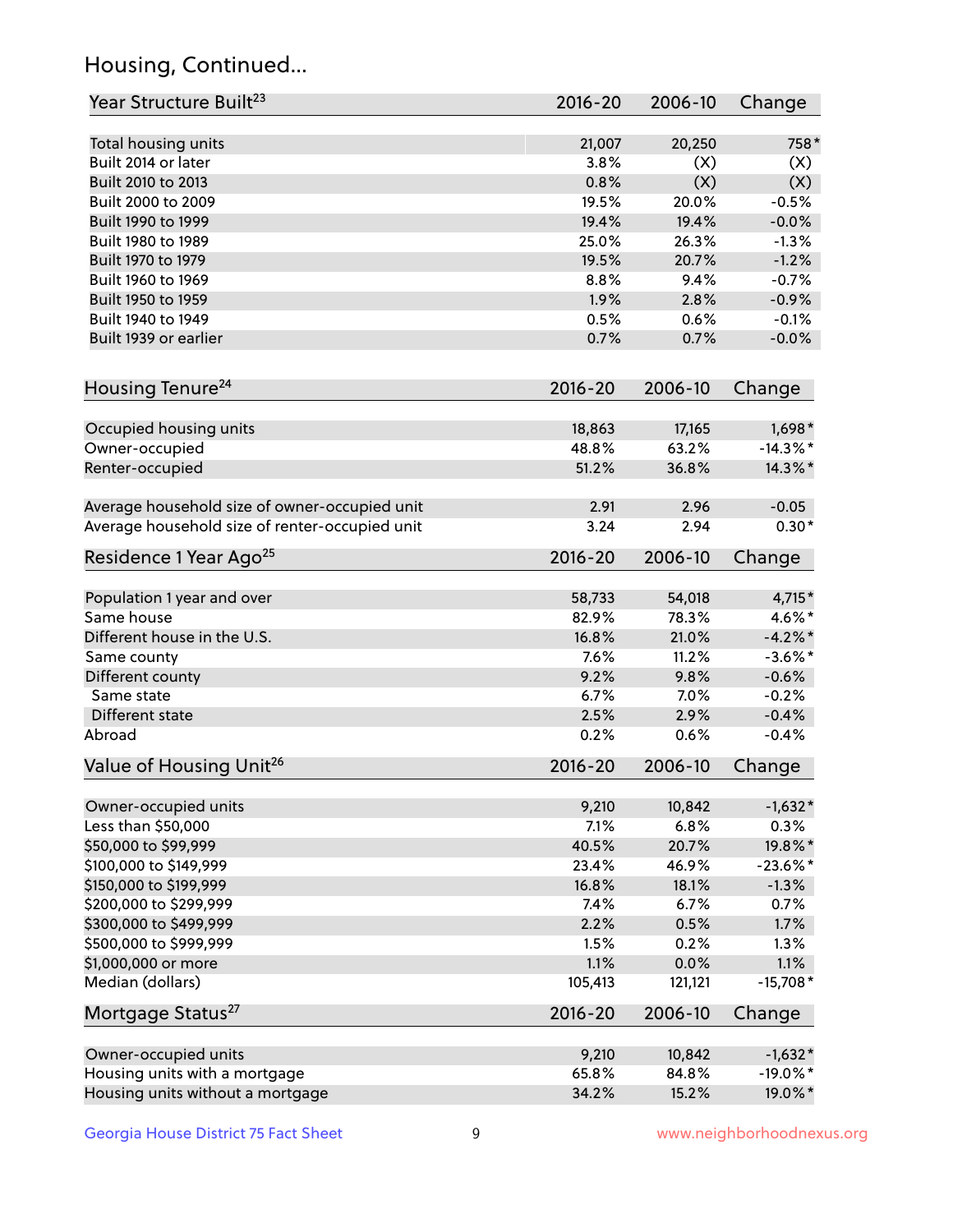## Housing, Continued...

| Year Structure Built[23] | 2016-20 | 2006-10 | Change |
|---|---|---|---|
| Total housing units | 21,007 | 20,250 | 758* |
| Built 2014 or later | 3.8% | (X) | (X) |
| Built 2010 to 2013 | 0.8% | (X) | (X) |
| Built 2000 to 2009 | 19.5% | 20.0% | -0.5% |
| Built 1990 to 1999 | 19.4% | 19.4% | -0.0% |
| Built 1980 to 1989 | 25.0% | 26.3% | -1.3% |
| Built 1970 to 1979 | 19.5% | 20.7% | -1.2% |
| Built 1960 to 1969 | 8.8% | 9.4% | -0.7% |
| Built 1950 to 1959 | 1.9% | 2.8% | -0.9% |
| Built 1940 to 1949 | 0.5% | 0.6% | -0.1% |
| Built 1939 or earlier | 0.7% | 0.7% | -0.0% |

| Housing Tenure[24] | 2016-20 | 2006-10 | Change |
|---|---|---|---|
| Occupied housing units | 18,863 | 17,165 | 1,698* |
| Owner-occupied | 48.8% | 63.2% | -14.3%* |
| Renter-occupied | 51.2% | 36.8% | 14.3%* |
| Average household size of owner-occupied unit | 2.91 | 2.96 | -0.05 |
| Average household size of renter-occupied unit | 3.24 | 2.94 | 0.30* |

| Residence 1 Year Ago[25] | 2016-20 | 2006-10 | Change |
|---|---|---|---|
| Population 1 year and over | 58,733 | 54,018 | 4,715* |
| Same house | 82.9% | 78.3% | 4.6%* |
| Different house in the U.S. | 16.8% | 21.0% | -4.2%* |
| Same county | 7.6% | 11.2% | -3.6%* |
| Different county | 9.2% | 9.8% | -0.6% |
| Same state | 6.7% | 7.0% | -0.2% |
| Different state | 2.5% | 2.9% | -0.4% |
| Abroad | 0.2% | 0.6% | -0.4% |

| Value of Housing Unit[26] | 2016-20 | 2006-10 | Change |
|---|---|---|---|
| Owner-occupied units | 9,210 | 10,842 | -1,632* |
| Less than $50,000 | 7.1% | 6.8% | 0.3% |
| $50,000 to $99,999 | 40.5% | 20.7% | 19.8%* |
| $100,000 to $149,999 | 23.4% | 46.9% | -23.6%* |
| $150,000 to $199,999 | 16.8% | 18.1% | -1.3% |
| $200,000 to $299,999 | 7.4% | 6.7% | 0.7% |
| $300,000 to $499,999 | 2.2% | 0.5% | 1.7% |
| $500,000 to $999,999 | 1.5% | 0.2% | 1.3% |
| $1,000,000 or more | 1.1% | 0.0% | 1.1% |
| Median (dollars) | 105,413 | 121,121 | -15,708* |

| Mortgage Status[27] | 2016-20 | 2006-10 | Change |
|---|---|---|---|
| Owner-occupied units | 9,210 | 10,842 | -1,632* |
| Housing units with a mortgage | 65.8% | 84.8% | -19.0%* |
| Housing units without a mortgage | 34.2% | 15.2% | 19.0%* |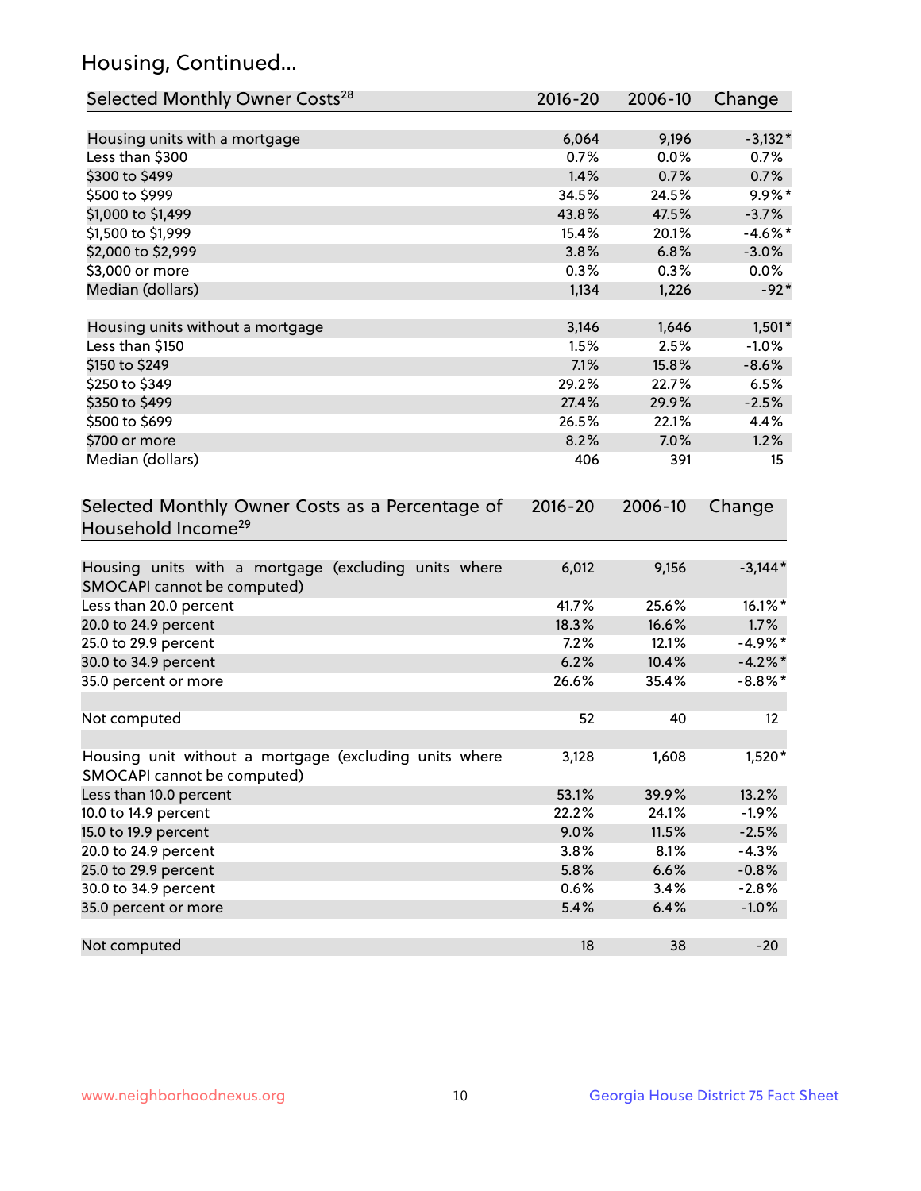## Housing, Continued...

| Selected Monthly Owner Costs[28] | 2016-20 | 2006-10 | Change |
|---|---|---|---|
| Housing units with a mortgage | 6,064 | 9,196 | -3,132* |
| Less than $300 | 0.7% | 0.0% | 0.7% |
| $300 to $499 | 1.4% | 0.7% | 0.7% |
| $500 to $999 | 34.5% | 24.5% | 9.9%* |
| $1,000 to $1,499 | 43.8% | 47.5% | -3.7% |
| $1,500 to $1,999 | 15.4% | 20.1% | -4.6%* |
| $2,000 to $2,999 | 3.8% | 6.8% | -3.0% |
| $3,000 or more | 0.3% | 0.3% | 0.0% |
| Median (dollars) | 1,134 | 1,226 | -92* |
| Housing units without a mortgage | 3,146 | 1,646 | 1,501* |
| Less than $150 | 1.5% | 2.5% | -1.0% |
| $150 to $249 | 7.1% | 15.8% | -8.6% |
| $250 to $349 | 29.2% | 22.7% | 6.5% |
| $350 to $499 | 27.4% | 29.9% | -2.5% |
| $500 to $699 | 26.5% | 22.1% | 4.4% |
| $700 or more | 8.2% | 7.0% | 1.2% |
| Median (dollars) | 406 | 391 | 15 |

| Selected Monthly Owner Costs as a Percentage of Household Income[29] | 2016-20 | 2006-10 | Change |
|---|---|---|---|
| Housing units with a mortgage (excluding units where SMOCAPI cannot be computed) | 6,012 | 9,156 | -3,144* |
| Less than 20.0 percent | 41.7% | 25.6% | 16.1%* |
| 20.0 to 24.9 percent | 18.3% | 16.6% | 1.7% |
| 25.0 to 29.9 percent | 7.2% | 12.1% | -4.9%* |
| 30.0 to 34.9 percent | 6.2% | 10.4% | -4.2%* |
| 35.0 percent or more | 26.6% | 35.4% | -8.8%* |
| Not computed | 52 | 40 | 12 |
| Housing unit without a mortgage (excluding units where SMOCAPI cannot be computed) | 3,128 | 1,608 | 1,520* |
| Less than 10.0 percent | 53.1% | 39.9% | 13.2% |
| 10.0 to 14.9 percent | 22.2% | 24.1% | -1.9% |
| 15.0 to 19.9 percent | 9.0% | 11.5% | -2.5% |
| 20.0 to 24.9 percent | 3.8% | 8.1% | -4.3% |
| 25.0 to 29.9 percent | 5.8% | 6.6% | -0.8% |
| 30.0 to 34.9 percent | 0.6% | 3.4% | -2.8% |
| 35.0 percent or more | 5.4% | 6.4% | -1.0% |
| Not computed | 18 | 38 | -20 |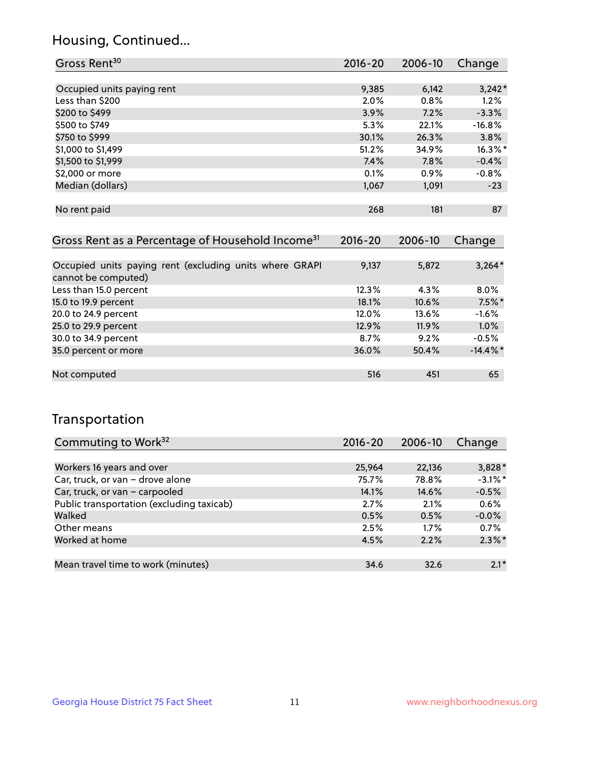## Housing, Continued...

| Gross Rent[30] | 2016-20 | 2006-10 | Change |
|---|---|---|---|
| Occupied units paying rent | 9,385 | 6,142 | 3,242* |
| Less than $200 | 2.0% | 0.8% | 1.2% |
| $200 to $499 | 3.9% | 7.2% | -3.3% |
| $500 to $749 | 5.3% | 22.1% | -16.8% |
| $750 to $999 | 30.1% | 26.3% | 3.8% |
| $1,000 to $1,499 | 51.2% | 34.9% | 16.3%* |
| $1,500 to $1,999 | 7.4% | 7.8% | -0.4% |
| $2,000 or more | 0.1% | 0.9% | -0.8% |
| Median (dollars) | 1,067 | 1,091 | -23 |
| No rent paid | 268 | 181 | 87 |

| Gross Rent as a Percentage of Household Income[31] | 2016-20 | 2006-10 | Change |
|---|---|---|---|
| Occupied units paying rent (excluding units where GRAPI cannot be computed) | 9,137 | 5,872 | 3,264* |
| Less than 15.0 percent | 12.3% | 4.3% | 8.0% |
| 15.0 to 19.9 percent | 18.1% | 10.6% | 7.5%* |
| 20.0 to 24.9 percent | 12.0% | 13.6% | -1.6% |
| 25.0 to 29.9 percent | 12.9% | 11.9% | 1.0% |
| 30.0 to 34.9 percent | 8.7% | 9.2% | -0.5% |
| 35.0 percent or more | 36.0% | 50.4% | -14.4%* |
| Not computed | 516 | 451 | 65 |

## Transportation

| Commuting to Work[32] | 2016-20 | 2006-10 | Change |
|---|---|---|---|
| Workers 16 years and over | 25,964 | 22,136 | 3,828* |
| Car, truck, or van – drove alone | 75.7% | 78.8% | -3.1%* |
| Car, truck, or van – carpooled | 14.1% | 14.6% | -0.5% |
| Public transportation (excluding taxicab) | 2.7% | 2.1% | 0.6% |
| Walked | 0.5% | 0.5% | -0.0% |
| Other means | 2.5% | 1.7% | 0.7% |
| Worked at home | 4.5% | 2.2% | 2.3%* |
| Mean travel time to work (minutes) | 34.6 | 32.6 | 2.1* |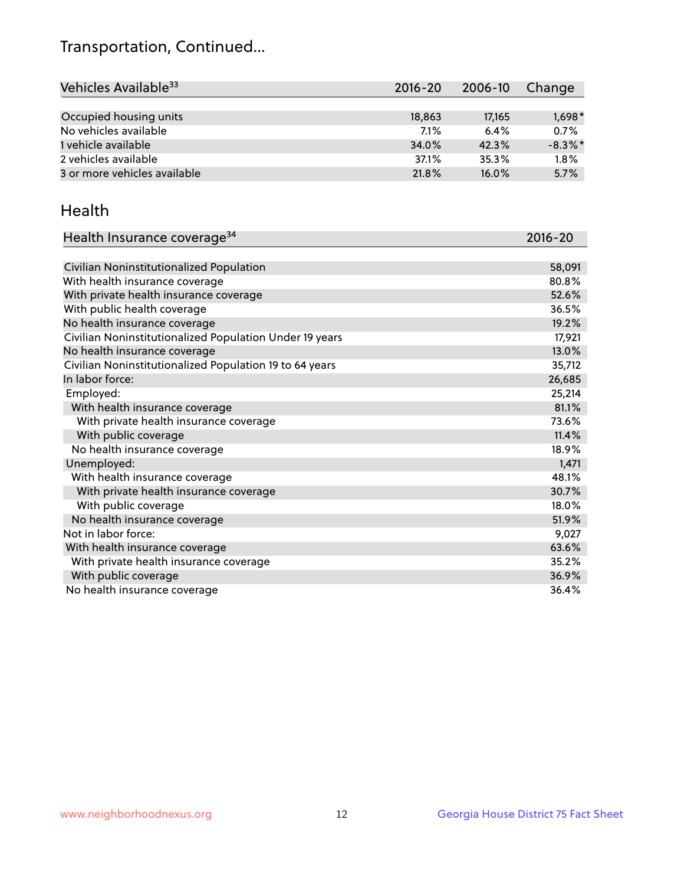# Transportation, Continued...

| Vehicles Available[33] | 2016-20 | 2006-10 | Change |
|---|---|---|---|
| Occupied housing units | 18,863 | 17,165 | 1,698* |
| No vehicles available | 7.1% | 6.4% | 0.7% |
| 1 vehicle available | 34.0% | 42.3% | -8.3%* |
| 2 vehicles available | 37.1% | 35.3% | 1.8% |
| 3 or more vehicles available | 21.8% | 16.0% | 5.7% |

## Health

| Health Insurance coverage[34] | 2016-20 |
|---|---|
| Civilian Noninstitutionalized Population | 58,091 |
| With health insurance coverage | 80.8% |
| With private health insurance coverage | 52.6% |
| With public health coverage | 36.5% |
| No health insurance coverage | 19.2% |
| Civilian Noninstitutionalized Population Under 19 years | 17,921 |
| No health insurance coverage | 13.0% |
| Civilian Noninstitutionalized Population 19 to 64 years | 35,712 |
| In labor force: | 26,685 |
| Employed: | 25,214 |
| With health insurance coverage | 81.1% |
| With private health insurance coverage | 73.6% |
| With public coverage | 11.4% |
| No health insurance coverage | 18.9% |
| Unemployed: | 1,471 |
| With health insurance coverage | 48.1% |
| With private health insurance coverage | 30.7% |
| With public coverage | 18.0% |
| No health insurance coverage | 51.9% |
| Not in labor force: | 9,027 |
| With health insurance coverage | 63.6% |
| With private health insurance coverage | 35.2% |
| With public coverage | 36.9% |
| No health insurance coverage | 36.4% |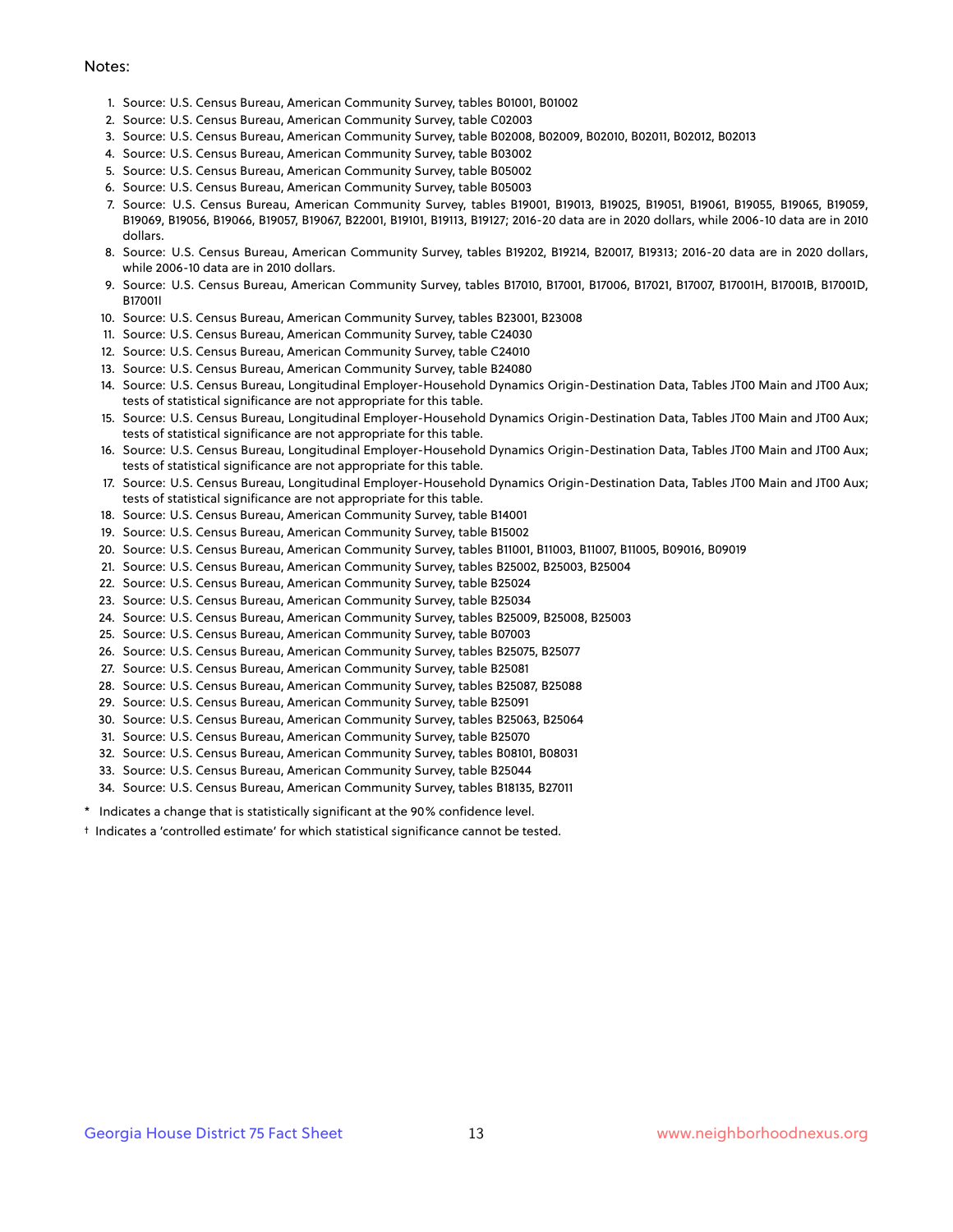Notes:

1. Source: U.S. Census Bureau, American Community Survey, tables B01001, B01002
2. Source: U.S. Census Bureau, American Community Survey, table C02003
3. Source: U.S. Census Bureau, American Community Survey, table B02008, B02009, B02010, B02011, B02012, B02013
4. Source: U.S. Census Bureau, American Community Survey, table B03002
5. Source: U.S. Census Bureau, American Community Survey, table B05002
6. Source: U.S. Census Bureau, American Community Survey, table B05003
7. Source: U.S. Census Bureau, American Community Survey, tables B19001, B19013, B19025, B19051, B19061, B19055, B19065, B19059, B19069, B19056, B19066, B19057, B19067, B22001, B19101, B19113, B19127; 2016-20 data are in 2020 dollars, while 2006-10 data are in 2010 dollars.
8. Source: U.S. Census Bureau, American Community Survey, tables B19202, B19214, B20017, B19313; 2016-20 data are in 2020 dollars, while 2006-10 data are in 2010 dollars.
9. Source: U.S. Census Bureau, American Community Survey, tables B17010, B17001, B17006, B17021, B17007, B17001H, B17001B, B17001D, B17001I
10. Source: U.S. Census Bureau, American Community Survey, tables B23001, B23008
11. Source: U.S. Census Bureau, American Community Survey, table C24030
12. Source: U.S. Census Bureau, American Community Survey, table C24010
13. Source: U.S. Census Bureau, American Community Survey, table B24080
14. Source: U.S. Census Bureau, Longitudinal Employer-Household Dynamics Origin-Destination Data, Tables JT00 Main and JT00 Aux; tests of statistical significance are not appropriate for this table.
15. Source: U.S. Census Bureau, Longitudinal Employer-Household Dynamics Origin-Destination Data, Tables JT00 Main and JT00 Aux; tests of statistical significance are not appropriate for this table.
16. Source: U.S. Census Bureau, Longitudinal Employer-Household Dynamics Origin-Destination Data, Tables JT00 Main and JT00 Aux; tests of statistical significance are not appropriate for this table.
17. Source: U.S. Census Bureau, Longitudinal Employer-Household Dynamics Origin-Destination Data, Tables JT00 Main and JT00 Aux; tests of statistical significance are not appropriate for this table.
18. Source: U.S. Census Bureau, American Community Survey, table B14001
19. Source: U.S. Census Bureau, American Community Survey, table B15002
20. Source: U.S. Census Bureau, American Community Survey, tables B11001, B11003, B11007, B11005, B09016, B09019
21. Source: U.S. Census Bureau, American Community Survey, tables B25002, B25003, B25004
22. Source: U.S. Census Bureau, American Community Survey, table B25024
23. Source: U.S. Census Bureau, American Community Survey, table B25034
24. Source: U.S. Census Bureau, American Community Survey, tables B25009, B25008, B25003
25. Source: U.S. Census Bureau, American Community Survey, table B07003
26. Source: U.S. Census Bureau, American Community Survey, tables B25075, B25077
27. Source: U.S. Census Bureau, American Community Survey, table B25081
28. Source: U.S. Census Bureau, American Community Survey, tables B25087, B25088
29. Source: U.S. Census Bureau, American Community Survey, table B25091
30. Source: U.S. Census Bureau, American Community Survey, tables B25063, B25064
31. Source: U.S. Census Bureau, American Community Survey, table B25070
32. Source: U.S. Census Bureau, American Community Survey, tables B08101, B08031
33. Source: U.S. Census Bureau, American Community Survey, table B25044
34. Source: U.S. Census Bureau, American Community Survey, tables B18135, B27011

\* Indicates a change that is statistically significant at the 90% confidence level.

† Indicates a 'controlled estimate' for which statistical significance cannot be tested.